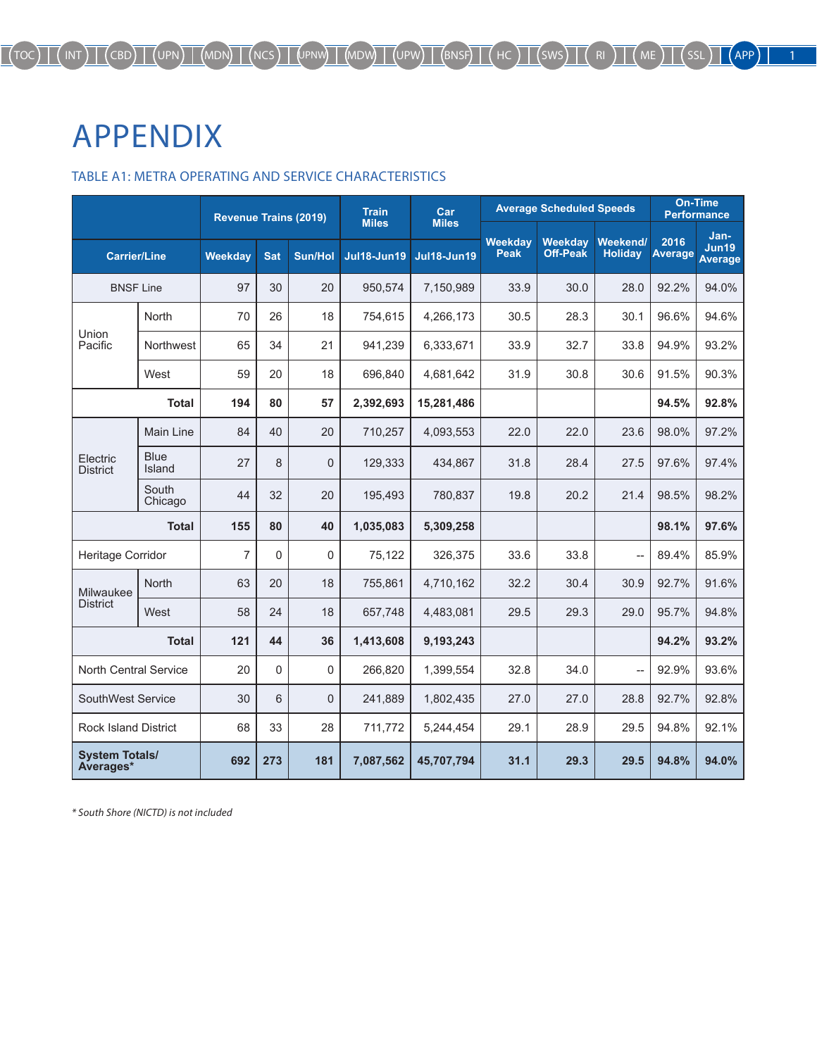# APPENDIX

## TABLE A1: METRA OPERATING AND SERVICE CHARACTERISTICS

| Carrier/Line | | Revenue Trains (2019) | | | Train Miles | Car Miles | Average Scheduled Speeds | | | On-Time Performance | |
|---|---|---|---|---|---|---|---|---|---|---|---|
| | | Weekday | Sat | Sun/Hol | Jul18-Jun19 | Jul18-Jun19 | Weekday Peak | Weekday Off-Peak | Weekend/ Holiday | 2016 Average | Jan-Jun19 Average |
| BNSF Line | | 97 | 30 | 20 | 950,574 | 7,150,989 | 33.9 | 30.0 | 28.0 | 92.2% | 94.0% |
| Union Pacific | North | 70 | 26 | 18 | 754,615 | 4,266,173 | 30.5 | 28.3 | 30.1 | 96.6% | 94.6% |
| | Northwest | 65 | 34 | 21 | 941,239 | 6,333,671 | 33.9 | 32.7 | 33.8 | 94.9% | 93.2% |
| | West | 59 | 20 | 18 | 696,840 | 4,681,642 | 31.9 | 30.8 | 30.6 | 91.5% | 90.3% |
| **Total** | | **194** | **80** | **57** | **2,392,693** | **15,281,486** | | | | **94.5%** | **92.8%** |
| Electric District | Main Line | 84 | 40 | 20 | 710,257 | 4,093,553 | 22.0 | 22.0 | 23.6 | 98.0% | 97.2% |
| | Blue Island | 27 | 8 | 0 | 129,333 | 434,867 | 31.8 | 28.4 | 27.5 | 97.6% | 97.4% |
| | South Chicago | 44 | 32 | 20 | 195,493 | 780,837 | 19.8 | 20.2 | 21.4 | 98.5% | 98.2% |
| **Total** | | **155** | **80** | **40** | **1,035,083** | **5,309,258** | | | | **98.1%** | **97.6%** |
| Heritage Corridor | | 7 | 0 | 0 | 75,122 | 326,375 | 33.6 | 33.8 | -- | 89.4% | 85.9% |
| Milwaukee District | North | 63 | 20 | 18 | 755,861 | 4,710,162 | 32.2 | 30.4 | 30.9 | 92.7% | 91.6% |
| | West | 58 | 24 | 18 | 657,748 | 4,483,081 | 29.5 | 29.3 | 29.0 | 95.7% | 94.8% |
| **Total** | | **121** | **44** | **36** | **1,413,608** | **9,193,243** | | | | **94.2%** | **93.2%** |
| North Central Service | | 20 | 0 | 0 | 266,820 | 1,399,554 | 32.8 | 34.0 | -- | 92.9% | 93.6% |
| SouthWest Service | | 30 | 6 | 0 | 241,889 | 1,802,435 | 27.0 | 27.0 | 28.8 | 92.7% | 92.8% |
| Rock Island District | | 68 | 33 | 28 | 711,772 | 5,244,454 | 29.1 | 28.9 | 29.5 | 94.8% | 92.1% |
| **System Totals/ Averages*** | | **692** | **273** | **181** | **7,087,562** | **45,707,794** | **31.1** | **29.3** | **29.5** | **94.8%** | **94.0%** |

*\* South Shore (NICTD) is not included*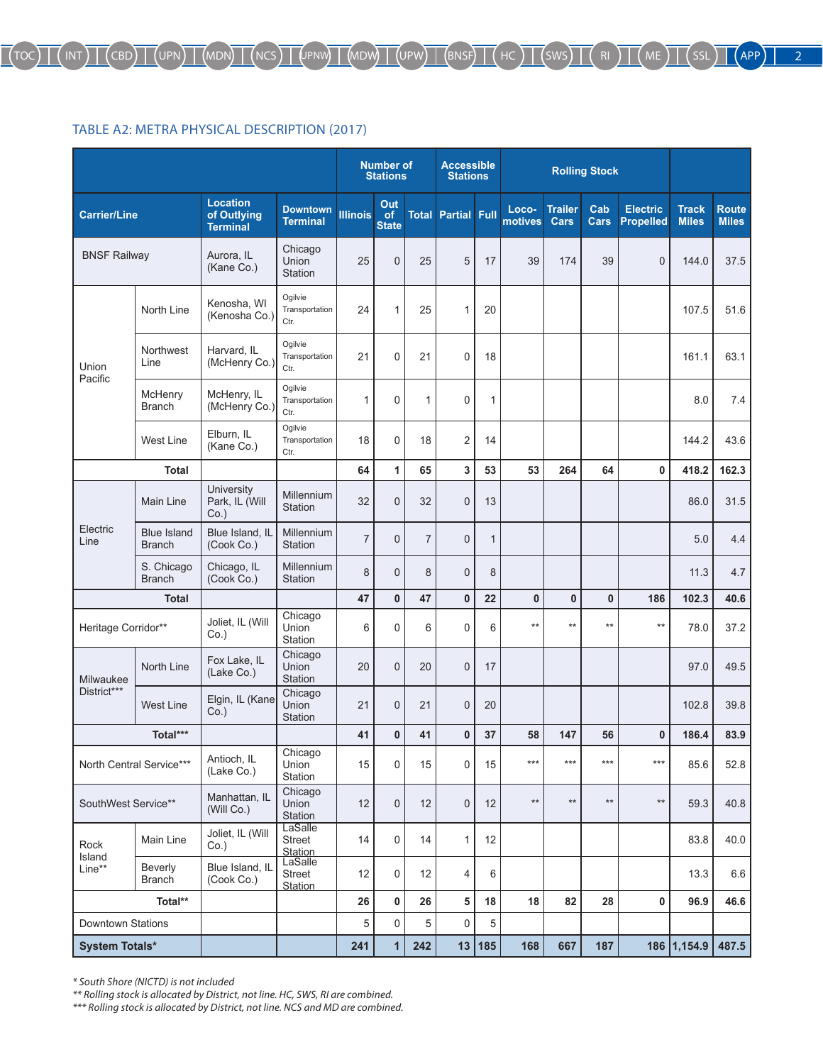## TABLE A2: METRA PHYSICAL DESCRIPTION (2017)

| Carrier/Line | | Location of Outlying Terminal | Downtown Terminal | Number of Stations | | | Accessible Stations | | Rolling Stock | | | | Track Miles | Route Miles |
|---|---|---|---|---|---|---|---|---|---|---|---|---|---|---|
| | | | | Illinois | Out of State | Total | Partial | Full | Loco-motives | Trailer Cars | Cab Cars | Electric Propelled | | |
| BNSF Railway | | Aurora, IL (Kane Co.) | Chicago Union Station | 25 | 0 | 25 | 5 | 17 | 39 | 174 | 39 | 0 | 144.0 | 37.5 |
| Union Pacific | North Line | Kenosha, WI (Kenosha Co.) | Ogilvie Transportation Ctr. | 24 | 1 | 25 | 1 | 20 | | | | | 107.5 | 51.6 |
| | Northwest Line | Harvard, IL (McHenry Co.) | Ogilvie Transportation Ctr. | 21 | 0 | 21 | 0 | 18 | | | | | 161.1 | 63.1 |
| | McHenry Branch | McHenry, IL (McHenry Co.) | Ogilvie Transportation Ctr. | 1 | 0 | 1 | 0 | 1 | | | | | 8.0 | 7.4 |
| | West Line | Elburn, IL (Kane Co.) | Ogilvie Transportation Ctr. | 18 | 0 | 18 | 2 | 14 | | | | | 144.2 | 43.6 |
| **Total** | | | | **64** | **1** | **65** | **3** | **53** | **53** | **264** | **64** | **0** | **418.2** | **162.3** |
| Electric Line | Main Line | University Park, IL (Will Co.) | Millennium Station | 32 | 0 | 32 | 0 | 13 | | | | | 86.0 | 31.5 |
| | Blue Island Branch | Blue Island, IL (Cook Co.) | Millennium Station | 7 | 0 | 7 | 0 | 1 | | | | | 5.0 | 4.4 |
| | S. Chicago Branch | Chicago, IL (Cook Co.) | Millennium Station | 8 | 0 | 8 | 0 | 8 | | | | | 11.3 | 4.7 |
| **Total** | | | | **47** | **0** | **47** | **0** | **22** | **0** | **0** | **0** | **186** | **102.3** | **40.6** |
| Heritage Corridor** | | Joliet, IL (Will Co.) | Chicago Union Station | 6 | 0 | 6 | 0 | 6 | ** | ** | ** | ** | 78.0 | 37.2 |
| Milwaukee District*** | North Line | Fox Lake, IL (Lake Co.) | Chicago Union Station | 20 | 0 | 20 | 0 | 17 | | | | | 97.0 | 49.5 |
| | West Line | Elgin, IL (Kane Co.) | Chicago Union Station | 21 | 0 | 21 | 0 | 20 | | | | | 102.8 | 39.8 |
| **Total*** ** | | | | **41** | **0** | **41** | **0** | **37** | **58** | **147** | **56** | **0** | **186.4** | **83.9** |
| North Central Service*** | | Antioch, IL (Lake Co.) | Chicago Union Station | 15 | 0 | 15 | 0 | 15 | *** | *** | *** | *** | 85.6 | 52.8 |
| SouthWest Service** | | Manhattan, IL (Will Co.) | Chicago Union Station | 12 | 0 | 12 | 0 | 12 | ** | ** | ** | ** | 59.3 | 40.8 |
| Rock Island Line** | Main Line | Joliet, IL (Will Co.) | LaSalle Street Station | 14 | 0 | 14 | 1 | 12 | | | | | 83.8 | 40.0 |
| | Beverly Branch | Blue Island, IL (Cook Co.) | LaSalle Street Station | 12 | 0 | 12 | 4 | 6 | | | | | 13.3 | 6.6 |
| **Total** ** | | | | **26** | **0** | **26** | **5** | **18** | **18** | **82** | **28** | **0** | **96.9** | **46.6** |
| Downtown Stations | | | | 5 | 0 | 5 | 0 | 5 | | | | | | |
| **System Totals*** | | | | **241** | **1** | **242** | **13** | **185** | **168** | **667** | **187** | **186** | **1,154.9** | **487.5** |

*\* South Shore (NICTD) is not included*

*\*\* Rolling stock is allocated by District, not line. HC, SWS, RI are combined.*

*\*\*\* Rolling stock is allocated by District, not line. NCS and MD are combined.*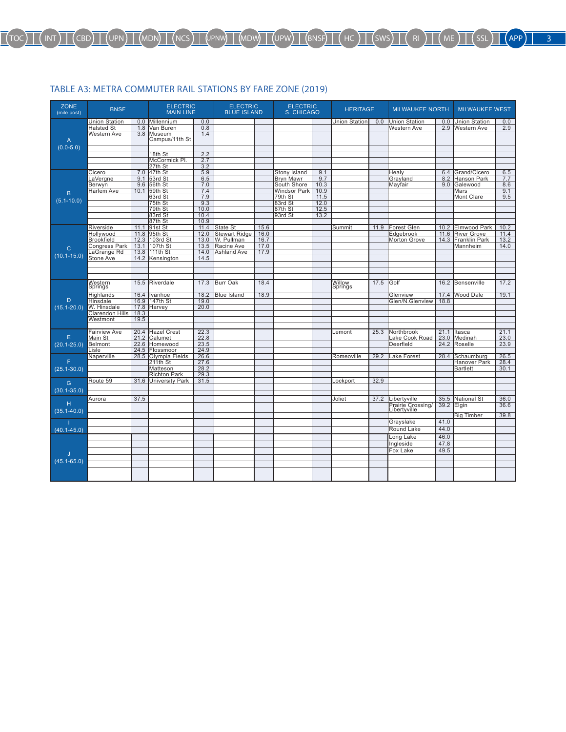## TABLE A3: METRA COMMUTER RAIL STATIONS BY FARE ZONE (2019)

| ZONE (mile post) | BNSF | | ELECTRIC MAIN LINE | | ELECTRIC BLUE ISLAND | | ELECTRIC S. CHICAGO | | HERITAGE | | MILWAUKEE NORTH | | MILWAUKEE WEST | |
|---|---|---|---|---|---|---|---|---|---|---|---|---|---|---|
| A (0.0-5.0) | Union Station | 0.0 | Millennium | 0.0 | | | | | Union Station | 0.0 | Union Station | 0.0 | Union Station | 0.0 |
| | Halsted St | 1.8 | Van Buren | 0.8 | | | | | | | Western Ave | 2.9 | Western Ave | 2.9 |
| | Western Ave | 3.8 | Museum Campus/11th St | 1.4 | | | | | | | | | | |
| | | | 18th St | 2.2 | | | | | | | | | | |
| | | | McCormick Pl. | 2.7 | | | | | | | | | | |
| | | | 27th St | 3.2 | | | | | | | | | | |
| B (5.1-10.0) | Cicero | 7.0 | 47th St | 5.9 | | | Stony Island | 9.1 | | | Healy | 6.4 | Grand/Cicero | 6.5 |
| | LaVergne | 9.1 | 53rd St | 6.5 | | | Bryn Mawr | 9.7 | | | Grayland | 8.2 | Hanson Park | 7.7 |
| | Berwyn | 9.6 | 56th St | 7.0 | | | South Shore | 10.3 | | | Mayfair | 9.0 | Galewood | 8.6 |
| | Harlem Ave | 10.1 | 59th St | 7.4 | | | Windsor Park | 10.9 | | | | | Mars | 9.1 |
| | | | 63rd St | 7.9 | | | 79th St | 11.5 | | | | | Mont Clare | 9.5 |
| | | | 75th St | 9.3 | | | 83rd St | 12.0 | | | | | | |
| | | | 79th St | 10.0 | | | 87th St | 12.5 | | | | | | |
| | | | 83rd St | 10.4 | | | 93rd St | 13.2 | | | | | | |
| | | | 87th St | 10.9 | | | | | | | | | | |
| C (10.1-15.0) | Riverside | 11.1 | 91st St | 11.4 | State St | 15.6 | | | Summit | 11.9 | Forest Glen | 10.2 | Elmwood Park | 10.2 |
| | Hollywood | 11.8 | 95th St | 12.0 | Stewart Ridge | 16.0 | | | | | Edgebrook | 11.6 | River Grove | 11.4 |
| | Brookfield | 12.3 | 103rd St | 13.0 | W. Pullman | 16.7 | | | | | Morton Grove | 14.3 | Franklin Park | 13.2 |
| | Congress Park | 13.1 | 107th St | 13.5 | Racine Ave | 17.0 | | | | | | | Mannheim | 14.0 |
| | LaGrange Rd | 13.8 | 111th St | 14.0 | Ashland Ave | 17.9 | | | | | | | | |
| | Stone Ave | 14.2 | Kensington | 14.5 | | | | | | | | | | |
| D (15.1-20.0) | Western Springs | 15.5 | Riverdale | 17.3 | Burr Oak | 18.4 | | | Willow Springs | 17.5 | Golf | 16.2 | Bensenville | 17.2 |
| | Highlands | 16.4 | Ivanhoe | 18.2 | Blue Island | 18.9 | | | | | Glenview | 17.4 | Wood Dale | 19.1 |
| | Hinsdale | 16.9 | 147th St | 19.0 | | | | | | | Glen/N.Glenview | 18.8 | | |
| | W. Hinsdale | 17.8 | Harvey | 20.0 | | | | | | | | | | |
| | Clarendon Hills | 18.3 | | | | | | | | | | | | |
| | Westmont | 19.5 | | | | | | | | | | | | |
| E (20.1-25.0) | Fairview Ave | 20.4 | Hazel Crest | 22.3 | | | | | Lemont | 25.3 | Northbrook | 21.1 | Itasca | 21.1 |
| | Main St | 21.2 | Calumet | 22.8 | | | | | | | Lake Cook Road | 23.0 | Medinah | 23.0 |
| | Belmont | 22.6 | Homewood | 23.5 | | | | | | | Deerfield | 24.2 | Roselle | 23.9 |
| | Lisle | 24.5 | Flossmoor | 24.9 | | | | | | | | | | |
| F (25.1-30.0) | Naperville | 28.5 | Olympia Fields | 26.6 | | | | | Romeoville | 29.2 | Lake Forest | 28.4 | Schaumburg | 26.5 |
| | | | 211th St | 27.6 | | | | | | | | | Hanover Park | 28.4 |
| | | | Matteson | 28.2 | | | | | | | | | Bartlett | 30.1 |
| | | | Richton Park | 29.3 | | | | | | | | | | |
| G (30.1-35.0) | Route 59 | 31.6 | University Park | 31.5 | | | | | Lockport | 32.9 | | | | |
| H (35.1-40.0) | Aurora | 37.5 | | | | | | | Joliet | 37.2 | Libertyville | 35.5 | National St | 36.0 |
| | | | | | | | | | | | Prairie Crossing/ Libertyville | 39.2 | Elgin | 36.6 |
| | | | | | | | | | | | | | Big Timber | 39.8 |
| I (40.1-45.0) | | | | | | | | | | | Grayslake | 41.0 | | |
| | | | | | | | | | | | Round Lake | 44.0 | | |
| J (45.1-65.0) | | | | | | | | | | | Long Lake | 46.0 | | |
| | | | | | | | | | | | Ingleside | 47.8 | | |
| | | | | | | | | | | | Fox Lake | 49.5 | | |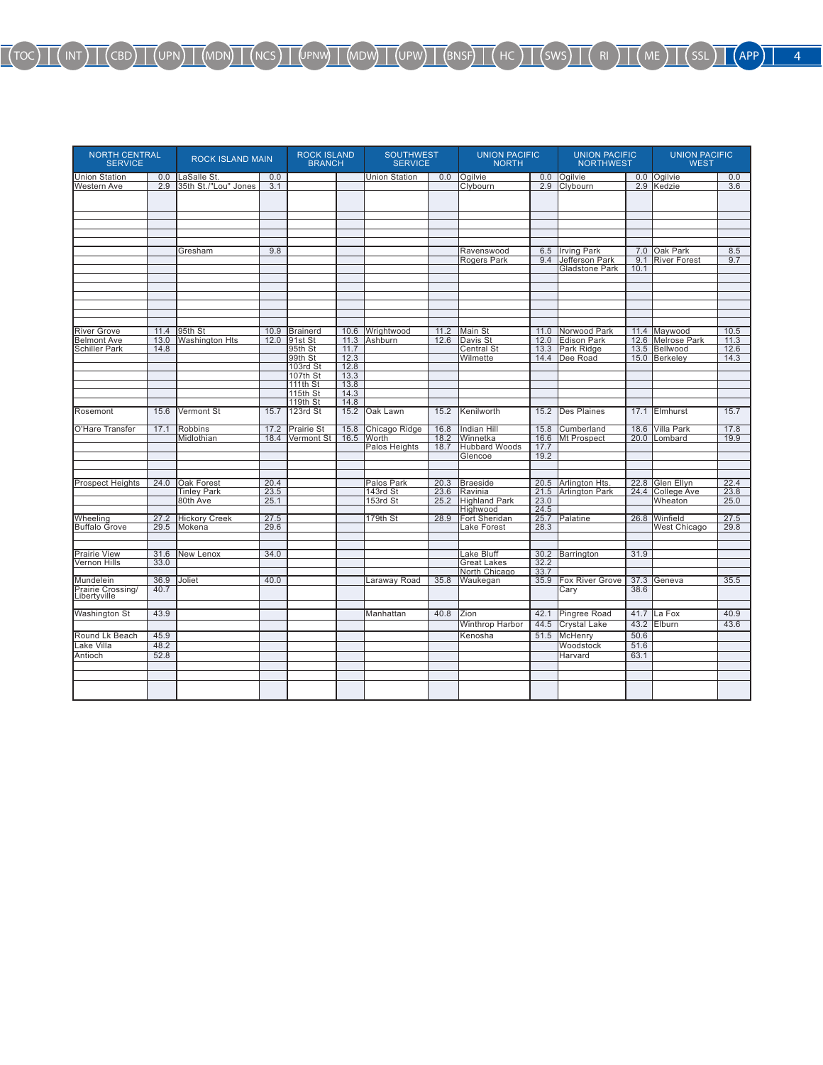| NORTH CENTRAL SERVICE | | ROCK ISLAND MAIN | | ROCK ISLAND BRANCH | | SOUTHWEST SERVICE | | UNION PACIFIC NORTH | | UNION PACIFIC NORTHWEST | | UNION PACIFIC WEST | |
|---|---|---|---|---|---|---|---|---|---|---|---|---|---|
| Union Station | 0.0 | LaSalle St. | 0.0 | | | Union Station | 0.0 | Ogilvie | 0.0 | Ogilvie | 0.0 | Ogilvie | 0.0 |
| Western Ave | 2.9 | 35th St./"Lou" Jones | 3.1 | | | | | Clybourn | 2.9 | Clybourn | 2.9 | Kedzie | 3.6 |
| | | Gresham | 9.8 | | | | | Ravenswood | 6.5 | Irving Park | 7.0 | Oak Park | 8.5 |
| | | | | | | | | Rogers Park | 9.4 | Jefferson Park | 9.1 | River Forest | 9.7 |
| | | | | | | | | | | Gladstone Park | 10.1 | | |
| River Grove | 11.4 | 95th St | 10.9 | Brainerd | 10.6 | Wrightwood | 11.2 | Main St | 11.0 | Norwood Park | 11.4 | Maywood | 10.5 |
| Belmont Ave | 13.0 | Washington Hts | 12.0 | 91st St | 11.3 | Ashburn | 12.6 | Davis St | 12.0 | Edison Park | 12.6 | Melrose Park | 11.3 |
| Schiller Park | 14.8 | | | 95th St | 11.7 | | | Central St | 13.3 | Park Ridge | 13.5 | Bellwood | 12.6 |
| | | | | 99th St | 12.3 | | | Wilmette | 14.4 | Dee Road | 15.0 | Berkeley | 14.3 |
| | | | | 103rd St | 12.8 | | | | | | | | |
| | | | | 107th St | 13.3 | | | | | | | | |
| | | | | 111th St | 13.8 | | | | | | | | |
| | | | | 115th St | 14.3 | | | | | | | | |
| | | | | 119th St | 14.8 | | | | | | | | |
| Rosemont | 15.6 | Vermont St | 15.7 | 123rd St | 15.2 | Oak Lawn | 15.2 | Kenilworth | 15.2 | Des Plaines | 17.1 | Elmhurst | 15.7 |
| O'Hare Transfer | 17.1 | Robbins | 17.2 | Prairie St | 15.8 | Chicago Ridge | 16.8 | Indian Hill | 15.8 | Cumberland | 18.6 | Villa Park | 17.8 |
| | | Midlothian | 18.4 | Vermont St | 16.5 | Worth | 18.2 | Winnetka | 16.6 | Mt Prospect | 20.0 | Lombard | 19.9 |
| | | | | | | Palos Heights | 18.7 | Hubbard Woods | 17.7 | | | | |
| | | | | | | | | Glencoe | 19.2 | | | | |
| Prospect Heights | 24.0 | Oak Forest | 20.4 | | | Palos Park | 20.3 | Braeside | 20.5 | Arlington Hts. | 22.8 | Glen Ellyn | 22.4 |
| | | Tinley Park | 23.5 | | | 143rd St | 23.6 | Ravinia | 21.5 | Arlington Park | 24.4 | College Ave | 23.8 |
| | | 80th Ave | 25.1 | | | 153rd St | 25.2 | Highland Park | 23.0 | | | Wheaton | 25.0 |
| | | | | | | | | Highwood | 24.5 | | | | |
| Wheeling | 27.2 | Hickory Creek | 27.5 | | | 179th St | 28.9 | Fort Sheridan | 25.7 | Palatine | 26.8 | Winfield | 27.5 |
| Buffalo Grove | 29.5 | Mokena | 29.6 | | | | | Lake Forest | 28.3 | | | West Chicago | 29.8 |
| Prairie View | 31.6 | New Lenox | 34.0 | | | | | Lake Bluff | 30.2 | Barrington | 31.9 | | |
| Vernon Hills | 33.0 | | | | | | | Great Lakes | 32.2 | | | | |
| | | | | | | | | North Chicago | 33.7 | | | | |
| Mundelein | 36.9 | Joliet | 40.0 | | | Laraway Road | 35.8 | Waukegan | 35.9 | Fox River Grove | 37.3 | Geneva | 35.5 |
| Prairie Crossing/ Libertyville | 40.7 | | | | | | | | | Cary | 38.6 | | |
| Washington St | 43.9 | | | | | Manhattan | 40.8 | Zion | 42.1 | Pingree Road | 41.7 | La Fox | 40.9 |
| | | | | | | | | Winthrop Harbor | 44.5 | Crystal Lake | 43.2 | Elburn | 43.6 |
| Round Lk Beach | 45.9 | | | | | | | Kenosha | 51.5 | McHenry | 50.6 | | |
| Lake Villa | 48.2 | | | | | | | | | Woodstock | 51.6 | | |
| Antioch | 52.8 | | | | | | | | | Harvard | 63.1 | | |